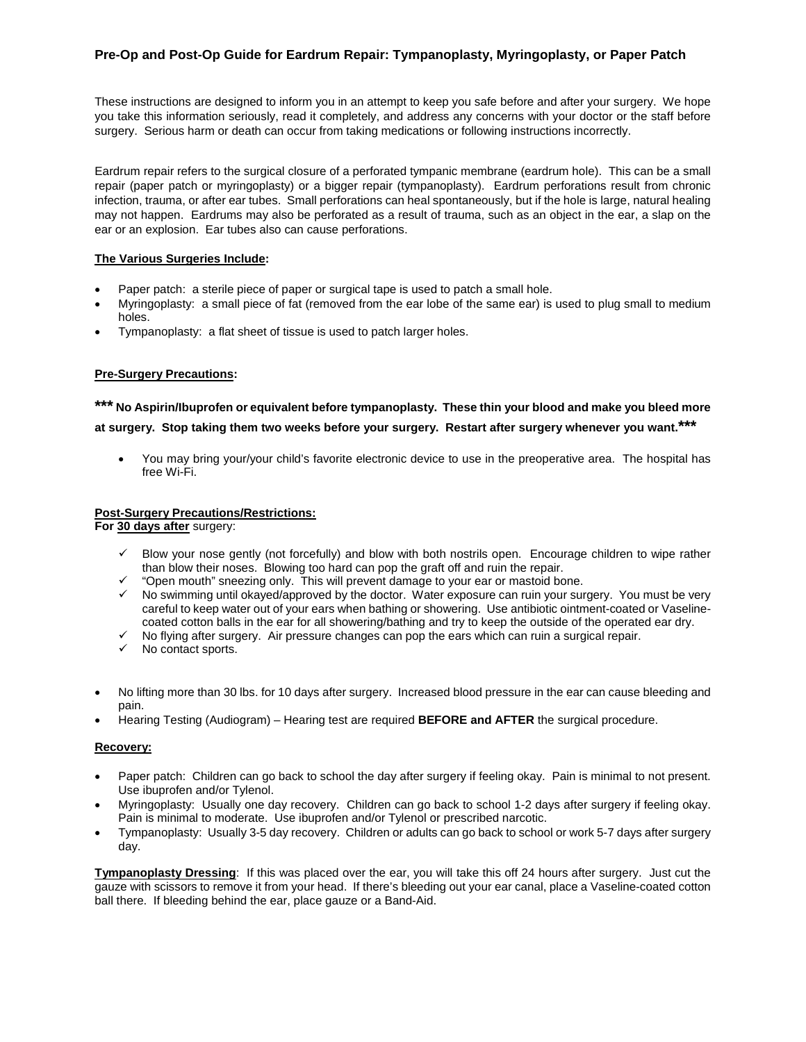## Pre-Op and Post-Op Guide for Eardrum Repair: Tympanoplasty, Myringoplasty, or Paper Patch

These instructions are designed to inform you in an attempt to keep you safe before and after your surgery. We hope you take this information seriously, read it completely, and address any concerns with your doctor or the staff before surgery. Serious harm or death can occur from taking medications or following instructions incorrectly.

Eardrum repair refers to the surgical closure of a perforated tympanic membrane (eardrum hole). This can be a small repair (paper patch or myringoplasty) or a bigger repair (tympanoplasty). Eardrum perforations result from chronic infection, trauma, or after ear tubes. Small perforations can heal spontaneously, but if the hole is large, natural healing may not happen. Eardrums may also be perforated as a result of trauma, such as an object in the ear, a slap on the ear or an explosion. Ear tubes also can cause perforations.

**The Various Surgeries Include:**

- Paper patch: a sterile piece of paper or surgical tape is used to patch a small hole.
- Myringoplasty: a small piece of fat (removed from the ear lobe of the same ear) is used to plug small to medium holes.
- Tympanoplasty: a flat sheet of tissue is used to patch larger holes.

**Pre-Surgery Precautions:**

**\*\*\* No Aspirin/Ibuprofen or equivalent before tympanoplasty. These thin your blood and make you bleed more at surgery. Stop taking them two weeks before your surgery. Restart after surgery whenever you want.\*\*\***

- You may bring your/your child's favorite electronic device to use in the preoperative area. The hospital has free Wi-Fi.

**Post-Surgery Precautions/Restrictions:**
**For 30 days after** surgery:

- ✓ Blow your nose gently (not forcefully) and blow with both nostrils open. Encourage children to wipe rather than blow their noses. Blowing too hard can pop the graft off and ruin the repair.
- ✓ "Open mouth" sneezing only. This will prevent damage to your ear or mastoid bone.
- ✓ No swimming until okayed/approved by the doctor. Water exposure can ruin your surgery. You must be very careful to keep water out of your ears when bathing or showering. Use antibiotic ointment-coated or Vaseline-coated cotton balls in the ear for all showering/bathing and try to keep the outside of the operated ear dry.
- ✓ No flying after surgery. Air pressure changes can pop the ears which can ruin a surgical repair.
- ✓ No contact sports.

- No lifting more than 30 lbs. for 10 days after surgery. Increased blood pressure in the ear can cause bleeding and pain.
- Hearing Testing (Audiogram) – Hearing test are required **BEFORE and AFTER** the surgical procedure.

**Recovery:**

- Paper patch: Children can go back to school the day after surgery if feeling okay. Pain is minimal to not present. Use ibuprofen and/or Tylenol.
- Myringoplasty: Usually one day recovery. Children can go back to school 1-2 days after surgery if feeling okay. Pain is minimal to moderate. Use ibuprofen and/or Tylenol or prescribed narcotic.
- Tympanoplasty: Usually 3-5 day recovery. Children or adults can go back to school or work 5-7 days after surgery day.

**Tympanoplasty Dressing**: If this was placed over the ear, you will take this off 24 hours after surgery. Just cut the gauze with scissors to remove it from your head. If there's bleeding out your ear canal, place a Vaseline-coated cotton ball there. If bleeding behind the ear, place gauze or a Band-Aid.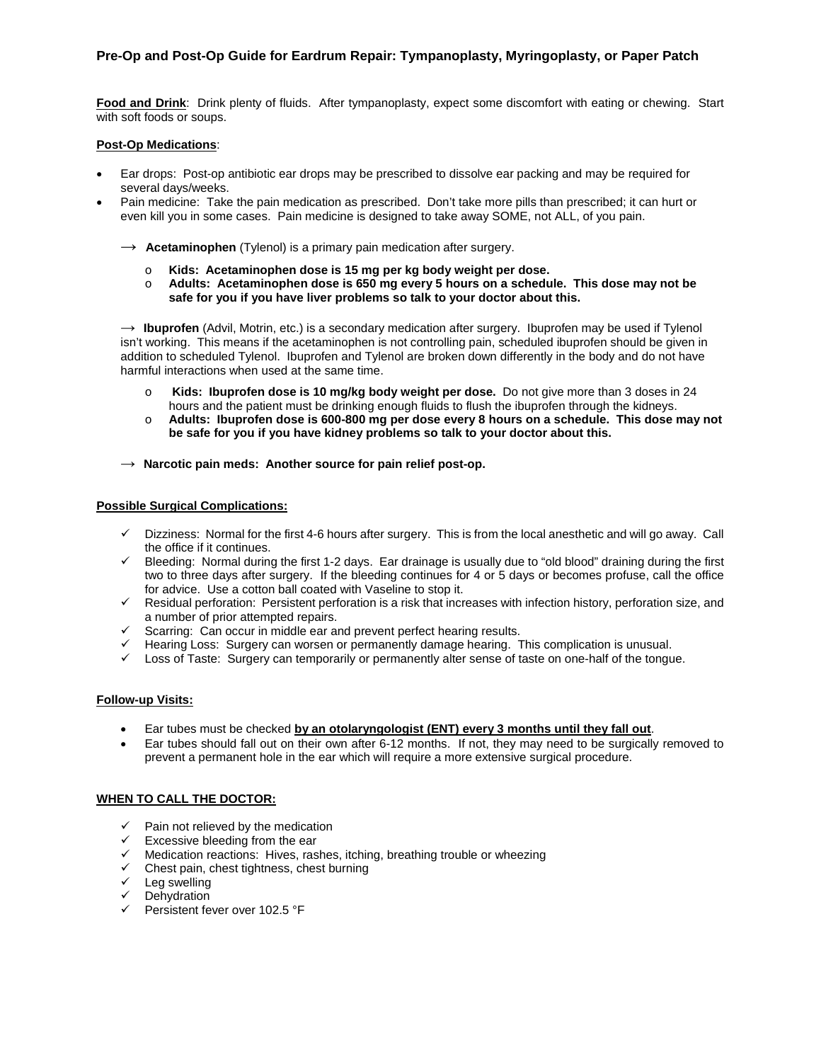## Pre-Op and Post-Op Guide for Eardrum Repair: Tympanoplasty, Myringoplasty, or Paper Patch

**Food and Drink**: Drink plenty of fluids. After tympanoplasty, expect some discomfort with eating or chewing. Start with soft foods or soups.

**Post-Op Medications**:

- Ear drops: Post-op antibiotic ear drops may be prescribed to dissolve ear packing and may be required for several days/weeks.
- Pain medicine: Take the pain medication as prescribed. Don't take more pills than prescribed; it can hurt or even kill you in some cases. Pain medicine is designed to take away SOME, not ALL, of you pain.

→ **Acetaminophen** (Tylenol) is a primary pain medication after surgery.

- **Kids: Acetaminophen dose is 15 mg per kg body weight per dose.**
- **Adults: Acetaminophen dose is 650 mg every 5 hours on a schedule. This dose may not be safe for you if you have liver problems so talk to your doctor about this.**

→ **Ibuprofen** (Advil, Motrin, etc.) is a secondary medication after surgery. Ibuprofen may be used if Tylenol isn't working. This means if the acetaminophen is not controlling pain, scheduled ibuprofen should be given in addition to scheduled Tylenol. Ibuprofen and Tylenol are broken down differently in the body and do not have harmful interactions when used at the same time.

- **Kids: Ibuprofen dose is 10 mg/kg body weight per dose.** Do not give more than 3 doses in 24 hours and the patient must be drinking enough fluids to flush the ibuprofen through the kidneys.
- **Adults: Ibuprofen dose is 600-800 mg per dose every 8 hours on a schedule. This dose may not be safe for you if you have kidney problems so talk to your doctor about this.**

→ **Narcotic pain meds: Another source for pain relief post-op.**

**Possible Surgical Complications:**

- ✓ Dizziness: Normal for the first 4-6 hours after surgery. This is from the local anesthetic and will go away. Call the office if it continues.
- ✓ Bleeding: Normal during the first 1-2 days. Ear drainage is usually due to "old blood" draining during the first two to three days after surgery. If the bleeding continues for 4 or 5 days or becomes profuse, call the office for advice. Use a cotton ball coated with Vaseline to stop it.
- ✓ Residual perforation: Persistent perforation is a risk that increases with infection history, perforation size, and a number of prior attempted repairs.
- ✓ Scarring: Can occur in middle ear and prevent perfect hearing results.
- ✓ Hearing Loss: Surgery can worsen or permanently damage hearing. This complication is unusual.
- ✓ Loss of Taste: Surgery can temporarily or permanently alter sense of taste on one-half of the tongue.

**Follow-up Visits:**

- Ear tubes must be checked **by an otolaryngologist (ENT) every 3 months until they fall out**.
- Ear tubes should fall out on their own after 6-12 months. If not, they may need to be surgically removed to prevent a permanent hole in the ear which will require a more extensive surgical procedure.

**WHEN TO CALL THE DOCTOR:**

- ✓ Pain not relieved by the medication
- ✓ Excessive bleeding from the ear
- ✓ Medication reactions: Hives, rashes, itching, breathing trouble or wheezing
- ✓ Chest pain, chest tightness, chest burning
- ✓ Leg swelling
- ✓ Dehydration
- ✓ Persistent fever over 102.5 °F